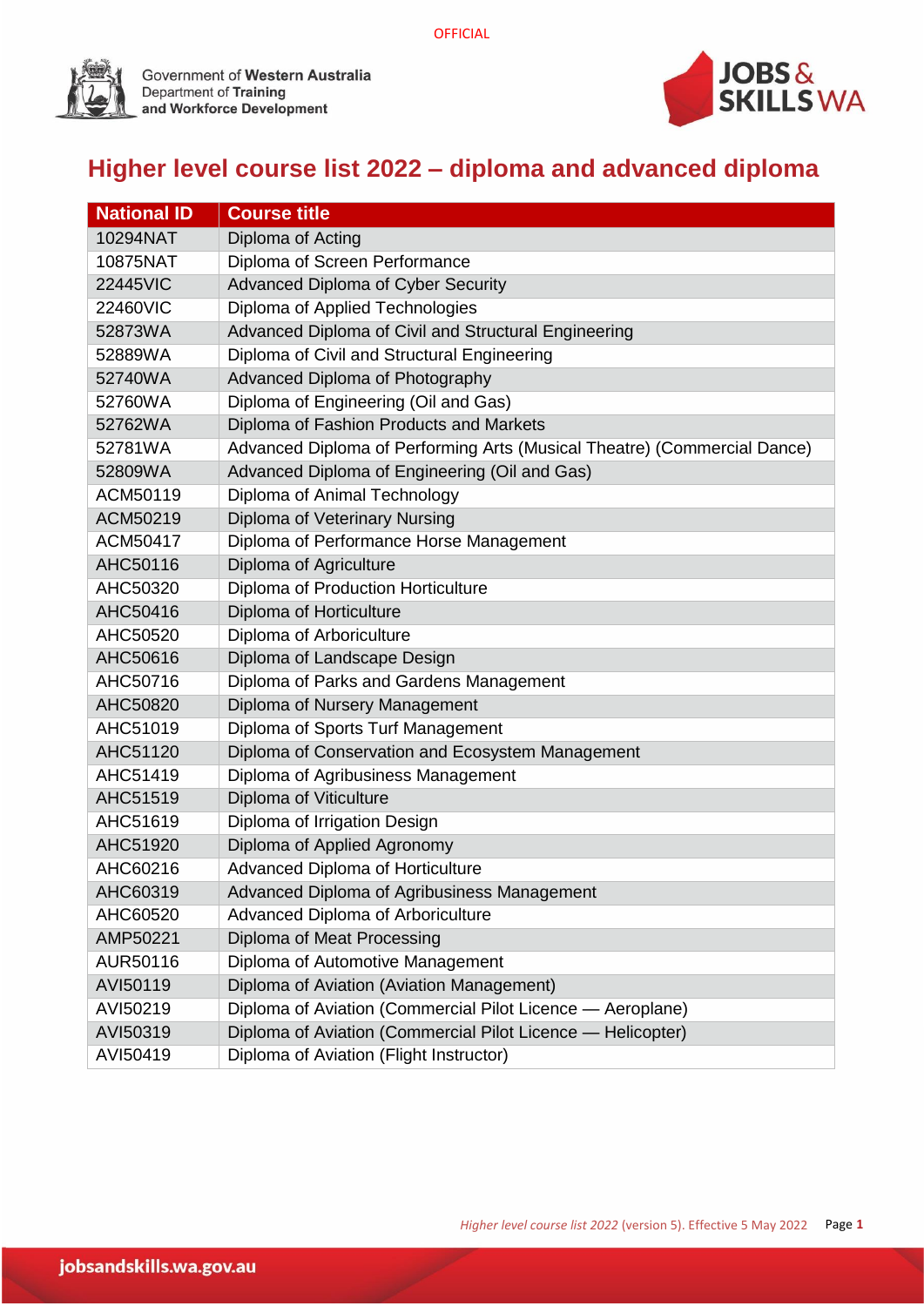OFFICIAL

Government of Western Australia
Department of Training and Workforce Development

JOBS & SKILLS WA

# Higher level course list 2022 – diploma and advanced diploma

| National ID | Course title |
|---|---|
| 10294NAT | Diploma of Acting |
| 10875NAT | Diploma of Screen Performance |
| 22445VIC | Advanced Diploma of Cyber Security |
| 22460VIC | Diploma of Applied Technologies |
| 52873WA | Advanced Diploma of Civil and Structural Engineering |
| 52889WA | Diploma of Civil and Structural Engineering |
| 52740WA | Advanced Diploma of Photography |
| 52760WA | Diploma of Engineering (Oil and Gas) |
| 52762WA | Diploma of Fashion Products and Markets |
| 52781WA | Advanced Diploma of Performing Arts (Musical Theatre) (Commercial Dance) |
| 52809WA | Advanced Diploma of Engineering (Oil and Gas) |
| ACM50119 | Diploma of Animal Technology |
| ACM50219 | Diploma of Veterinary Nursing |
| ACM50417 | Diploma of Performance Horse Management |
| AHC50116 | Diploma of Agriculture |
| AHC50320 | Diploma of Production Horticulture |
| AHC50416 | Diploma of Horticulture |
| AHC50520 | Diploma of Arboriculture |
| AHC50616 | Diploma of Landscape Design |
| AHC50716 | Diploma of Parks and Gardens Management |
| AHC50820 | Diploma of Nursery Management |
| AHC51019 | Diploma of Sports Turf Management |
| AHC51120 | Diploma of Conservation and Ecosystem Management |
| AHC51419 | Diploma of Agribusiness Management |
| AHC51519 | Diploma of Viticulture |
| AHC51619 | Diploma of Irrigation Design |
| AHC51920 | Diploma of Applied Agronomy |
| AHC60216 | Advanced Diploma of Horticulture |
| AHC60319 | Advanced Diploma of Agribusiness Management |
| AHC60520 | Advanced Diploma of Arboriculture |
| AMP50221 | Diploma of Meat Processing |
| AUR50116 | Diploma of Automotive Management |
| AVI50119 | Diploma of Aviation (Aviation Management) |
| AVI50219 | Diploma of Aviation (Commercial Pilot Licence — Aeroplane) |
| AVI50319 | Diploma of Aviation (Commercial Pilot Licence — Helicopter) |
| AVI50419 | Diploma of Aviation (Flight Instructor) |

*Higher level course list 2022* (version 5). Effective 5 May 2022

jobsandskills.wa.gov.au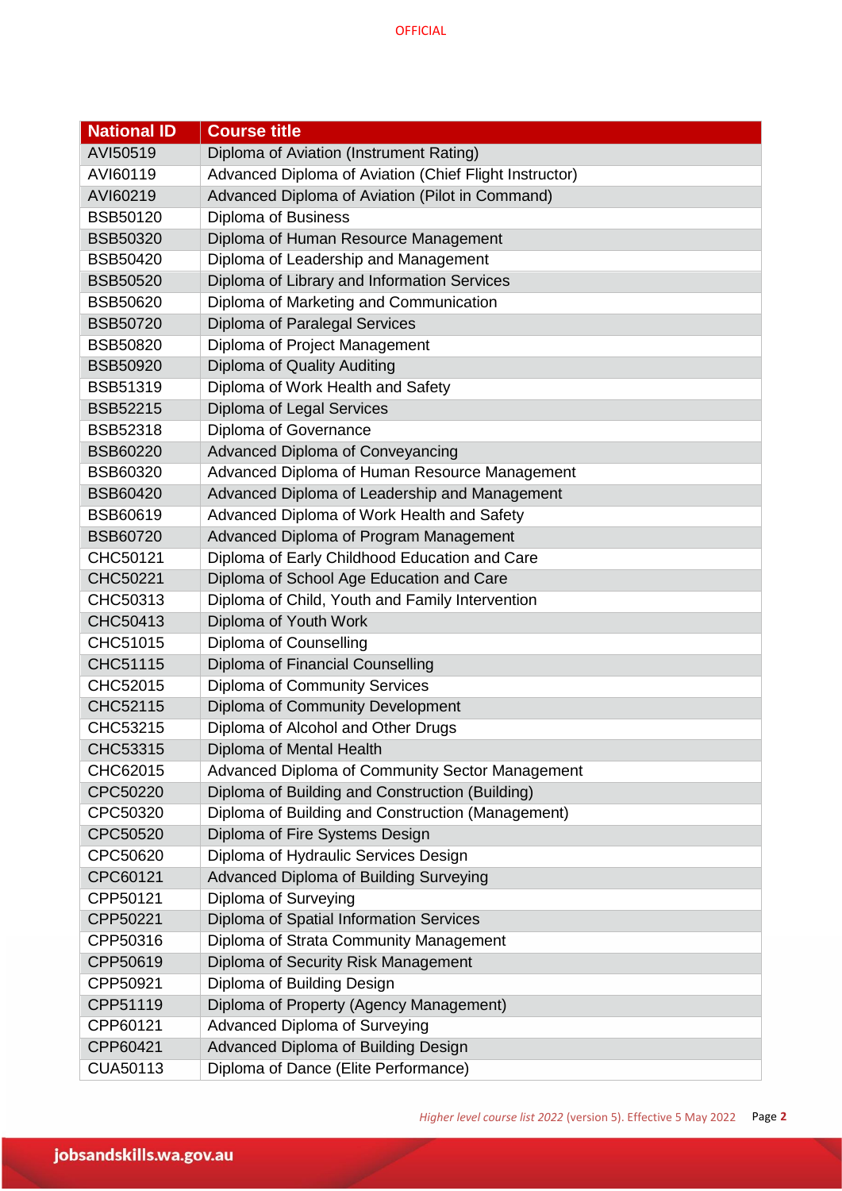| National ID | Course title |
| --- | --- |
| AVI50519 | Diploma of Aviation (Instrument Rating) |
| AVI60119 | Advanced Diploma of Aviation (Chief Flight Instructor) |
| AVI60219 | Advanced Diploma of Aviation (Pilot in Command) |
| BSB50120 | Diploma of Business |
| BSB50320 | Diploma of Human Resource Management |
| BSB50420 | Diploma of Leadership and Management |
| BSB50520 | Diploma of Library and Information Services |
| BSB50620 | Diploma of Marketing and Communication |
| BSB50720 | Diploma of Paralegal Services |
| BSB50820 | Diploma of Project Management |
| BSB50920 | Diploma of Quality Auditing |
| BSB51319 | Diploma of Work Health and Safety |
| BSB52215 | Diploma of Legal Services |
| BSB52318 | Diploma of Governance |
| BSB60220 | Advanced Diploma of Conveyancing |
| BSB60320 | Advanced Diploma of Human Resource Management |
| BSB60420 | Advanced Diploma of Leadership and Management |
| BSB60619 | Advanced Diploma of Work Health and Safety |
| BSB60720 | Advanced Diploma of Program Management |
| CHC50121 | Diploma of Early Childhood Education and Care |
| CHC50221 | Diploma of School Age Education and Care |
| CHC50313 | Diploma of Child, Youth and Family Intervention |
| CHC50413 | Diploma of Youth Work |
| CHC51015 | Diploma of Counselling |
| CHC51115 | Diploma of Financial Counselling |
| CHC52015 | Diploma of Community Services |
| CHC52115 | Diploma of Community Development |
| CHC53215 | Diploma of Alcohol and Other Drugs |
| CHC53315 | Diploma of Mental Health |
| CHC62015 | Advanced Diploma of Community Sector Management |
| CPC50220 | Diploma of Building and Construction (Building) |
| CPC50320 | Diploma of Building and Construction (Management) |
| CPC50520 | Diploma of Fire Systems Design |
| CPC50620 | Diploma of Hydraulic Services Design |
| CPC60121 | Advanced Diploma of Building Surveying |
| CPP50121 | Diploma of Surveying |
| CPP50221 | Diploma of Spatial Information Services |
| CPP50316 | Diploma of Strata Community Management |
| CPP50619 | Diploma of Security Risk Management |
| CPP50921 | Diploma of Building Design |
| CPP51119 | Diploma of Property (Agency Management) |
| CPP60121 | Advanced Diploma of Surveying |
| CPP60421 | Advanced Diploma of Building Design |
| CUA50113 | Diploma of Dance (Elite Performance) |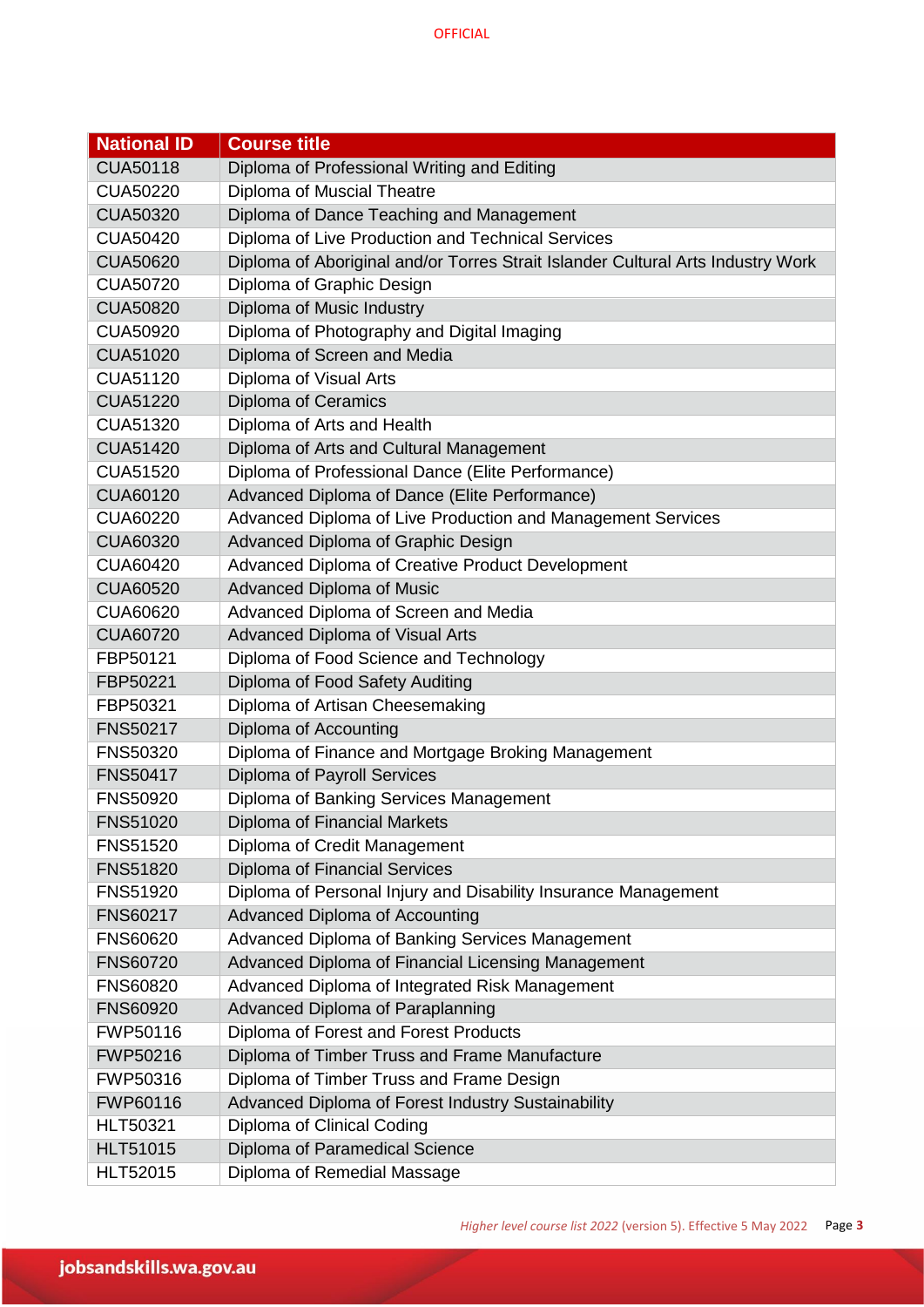| National ID | Course title |
|---|---|
| CUA50118 | Diploma of Professional Writing and Editing |
| CUA50220 | Diploma of Muscial Theatre |
| CUA50320 | Diploma of Dance Teaching and Management |
| CUA50420 | Diploma of Live Production and Technical Services |
| CUA50620 | Diploma of Aboriginal and/or Torres Strait Islander Cultural Arts Industry Work |
| CUA50720 | Diploma of Graphic Design |
| CUA50820 | Diploma of Music Industry |
| CUA50920 | Diploma of Photography and Digital Imaging |
| CUA51020 | Diploma of Screen and Media |
| CUA51120 | Diploma of Visual Arts |
| CUA51220 | Diploma of Ceramics |
| CUA51320 | Diploma of Arts and Health |
| CUA51420 | Diploma of Arts and Cultural Management |
| CUA51520 | Diploma of Professional Dance (Elite Performance) |
| CUA60120 | Advanced Diploma of Dance (Elite Performance) |
| CUA60220 | Advanced Diploma of Live Production and Management Services |
| CUA60320 | Advanced Diploma of Graphic Design |
| CUA60420 | Advanced Diploma of Creative Product Development |
| CUA60520 | Advanced Diploma of Music |
| CUA60620 | Advanced Diploma of Screen and Media |
| CUA60720 | Advanced Diploma of Visual Arts |
| FBP50121 | Diploma of Food Science and Technology |
| FBP50221 | Diploma of Food Safety Auditing |
| FBP50321 | Diploma of Artisan Cheesemaking |
| FNS50217 | Diploma of Accounting |
| FNS50320 | Diploma of Finance and Mortgage Broking Management |
| FNS50417 | Diploma of Payroll Services |
| FNS50920 | Diploma of Banking Services Management |
| FNS51020 | Diploma of Financial Markets |
| FNS51520 | Diploma of Credit Management |
| FNS51820 | Diploma of Financial Services |
| FNS51920 | Diploma of Personal Injury and Disability Insurance Management |
| FNS60217 | Advanced Diploma of Accounting |
| FNS60620 | Advanced Diploma of Banking Services Management |
| FNS60720 | Advanced Diploma of Financial Licensing Management |
| FNS60820 | Advanced Diploma of Integrated Risk Management |
| FNS60920 | Advanced Diploma of Paraplanning |
| FWP50116 | Diploma of Forest and Forest Products |
| FWP50216 | Diploma of Timber Truss and Frame Manufacture |
| FWP50316 | Diploma of Timber Truss and Frame Design |
| FWP60116 | Advanced Diploma of Forest Industry Sustainability |
| HLT50321 | Diploma of Clinical Coding |
| HLT51015 | Diploma of Paramedical Science |
| HLT52015 | Diploma of Remedial Massage |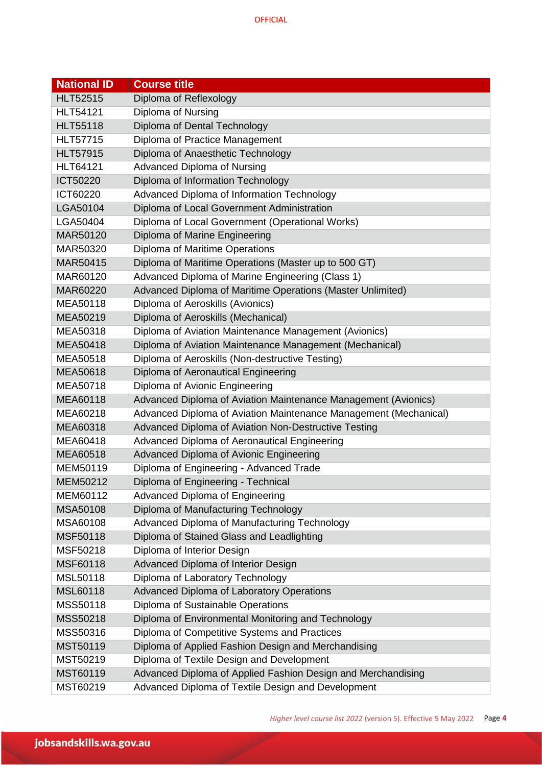| National ID | Course title |
| --- | --- |
| HLT52515 | Diploma of Reflexology |
| HLT54121 | Diploma of Nursing |
| HLT55118 | Diploma of Dental Technology |
| HLT57715 | Diploma of Practice Management |
| HLT57915 | Diploma of Anaesthetic Technology |
| HLT64121 | Advanced Diploma of Nursing |
| ICT50220 | Diploma of Information Technology |
| ICT60220 | Advanced Diploma of Information Technology |
| LGA50104 | Diploma of Local Government Administration |
| LGA50404 | Diploma of Local Government (Operational Works) |
| MAR50120 | Diploma of Marine Engineering |
| MAR50320 | Diploma of Maritime Operations |
| MAR50415 | Diploma of Maritime Operations (Master up to 500 GT) |
| MAR60120 | Advanced Diploma of Marine Engineering (Class 1) |
| MAR60220 | Advanced Diploma of Maritime Operations (Master Unlimited) |
| MEA50118 | Diploma of Aeroskills (Avionics) |
| MEA50219 | Diploma of Aeroskills (Mechanical) |
| MEA50318 | Diploma of Aviation Maintenance Management (Avionics) |
| MEA50418 | Diploma of Aviation Maintenance Management (Mechanical) |
| MEA50518 | Diploma of Aeroskills (Non-destructive Testing) |
| MEA50618 | Diploma of Aeronautical Engineering |
| MEA50718 | Diploma of Avionic Engineering |
| MEA60118 | Advanced Diploma of Aviation Maintenance Management (Avionics) |
| MEA60218 | Advanced Diploma of Aviation Maintenance Management (Mechanical) |
| MEA60318 | Advanced Diploma of Aviation Non-Destructive Testing |
| MEA60418 | Advanced Diploma of Aeronautical Engineering |
| MEA60518 | Advanced Diploma of Avionic Engineering |
| MEM50119 | Diploma of Engineering - Advanced Trade |
| MEM50212 | Diploma of Engineering - Technical |
| MEM60112 | Advanced Diploma of Engineering |
| MSA50108 | Diploma of Manufacturing Technology |
| MSA60108 | Advanced Diploma of Manufacturing Technology |
| MSF50118 | Diploma of Stained Glass and Leadlighting |
| MSF50218 | Diploma of Interior Design |
| MSF60118 | Advanced Diploma of Interior Design |
| MSL50118 | Diploma of Laboratory Technology |
| MSL60118 | Advanced Diploma of Laboratory Operations |
| MSS50118 | Diploma of Sustainable Operations |
| MSS50218 | Diploma of Environmental Monitoring and Technology |
| MSS50316 | Diploma of Competitive Systems and Practices |
| MST50119 | Diploma of Applied Fashion Design and Merchandising |
| MST50219 | Diploma of Textile Design and Development |
| MST60119 | Advanced Diploma of Applied Fashion Design and Merchandising |
| MST60219 | Advanced Diploma of Textile Design and Development |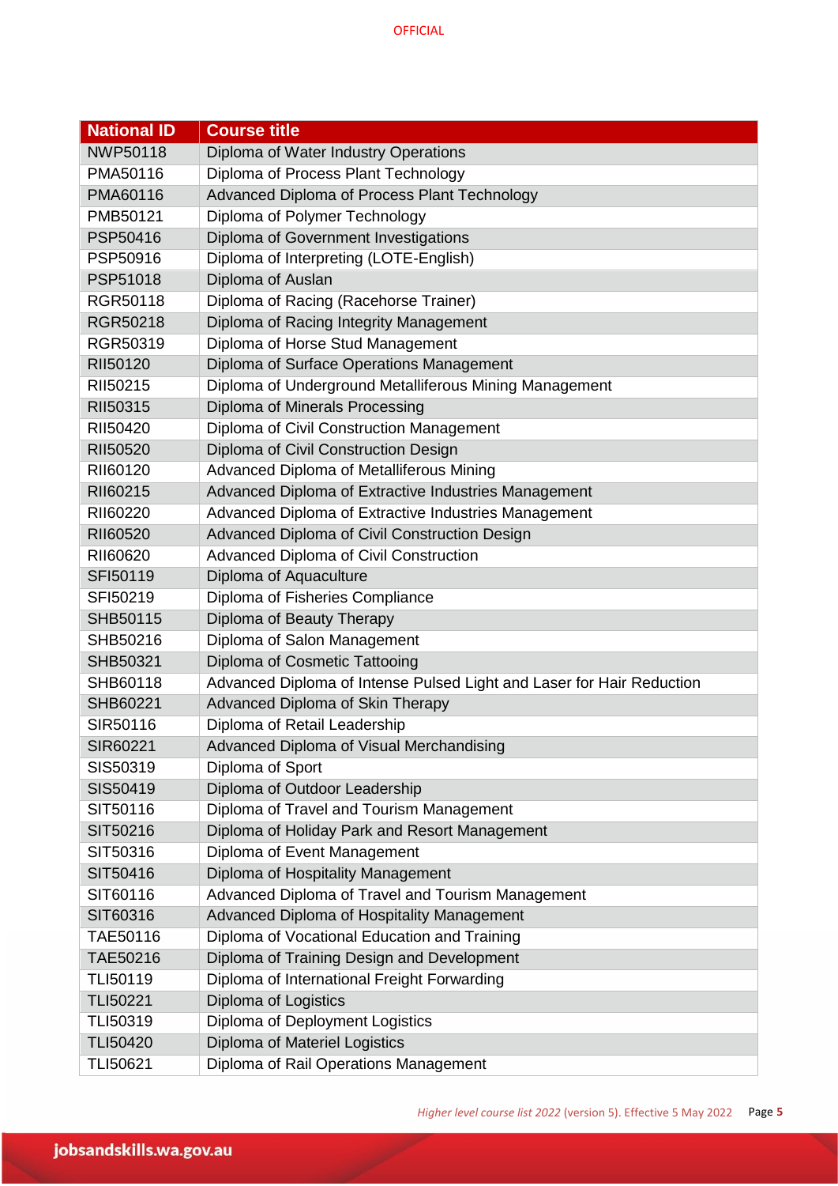| National ID | Course title |
|---|---|
| NWP50118 | Diploma of Water Industry Operations |
| PMA50116 | Diploma of Process Plant Technology |
| PMA60116 | Advanced Diploma of Process Plant Technology |
| PMB50121 | Diploma of Polymer Technology |
| PSP50416 | Diploma of Government Investigations |
| PSP50916 | Diploma of Interpreting (LOTE-English) |
| PSP51018 | Diploma of Auslan |
| RGR50118 | Diploma of Racing (Racehorse Trainer) |
| RGR50218 | Diploma of Racing Integrity Management |
| RGR50319 | Diploma of Horse Stud Management |
| RII50120 | Diploma of Surface Operations Management |
| RII50215 | Diploma of Underground Metalliferous Mining Management |
| RII50315 | Diploma of Minerals Processing |
| RII50420 | Diploma of Civil Construction Management |
| RII50520 | Diploma of Civil Construction Design |
| RII60120 | Advanced Diploma of Metalliferous Mining |
| RII60215 | Advanced Diploma of Extractive Industries Management |
| RII60220 | Advanced Diploma of Extractive Industries Management |
| RII60520 | Advanced Diploma of Civil Construction Design |
| RII60620 | Advanced Diploma of Civil Construction |
| SFI50119 | Diploma of Aquaculture |
| SFI50219 | Diploma of Fisheries Compliance |
| SHB50115 | Diploma of Beauty Therapy |
| SHB50216 | Diploma of Salon Management |
| SHB50321 | Diploma of Cosmetic Tattooing |
| SHB60118 | Advanced Diploma of Intense Pulsed Light and Laser for Hair Reduction |
| SHB60221 | Advanced Diploma of Skin Therapy |
| SIR50116 | Diploma of Retail Leadership |
| SIR60221 | Advanced Diploma of Visual Merchandising |
| SIS50319 | Diploma of Sport |
| SIS50419 | Diploma of Outdoor Leadership |
| SIT50116 | Diploma of Travel and Tourism Management |
| SIT50216 | Diploma of Holiday Park and Resort Management |
| SIT50316 | Diploma of Event Management |
| SIT50416 | Diploma of Hospitality Management |
| SIT60116 | Advanced Diploma of Travel and Tourism Management |
| SIT60316 | Advanced Diploma of Hospitality Management |
| TAE50116 | Diploma of Vocational Education and Training |
| TAE50216 | Diploma of Training Design and Development |
| TLI50119 | Diploma of International Freight Forwarding |
| TLI50221 | Diploma of Logistics |
| TLI50319 | Diploma of Deployment Logistics |
| TLI50420 | Diploma of Materiel Logistics |
| TLI50621 | Diploma of Rail Operations Management |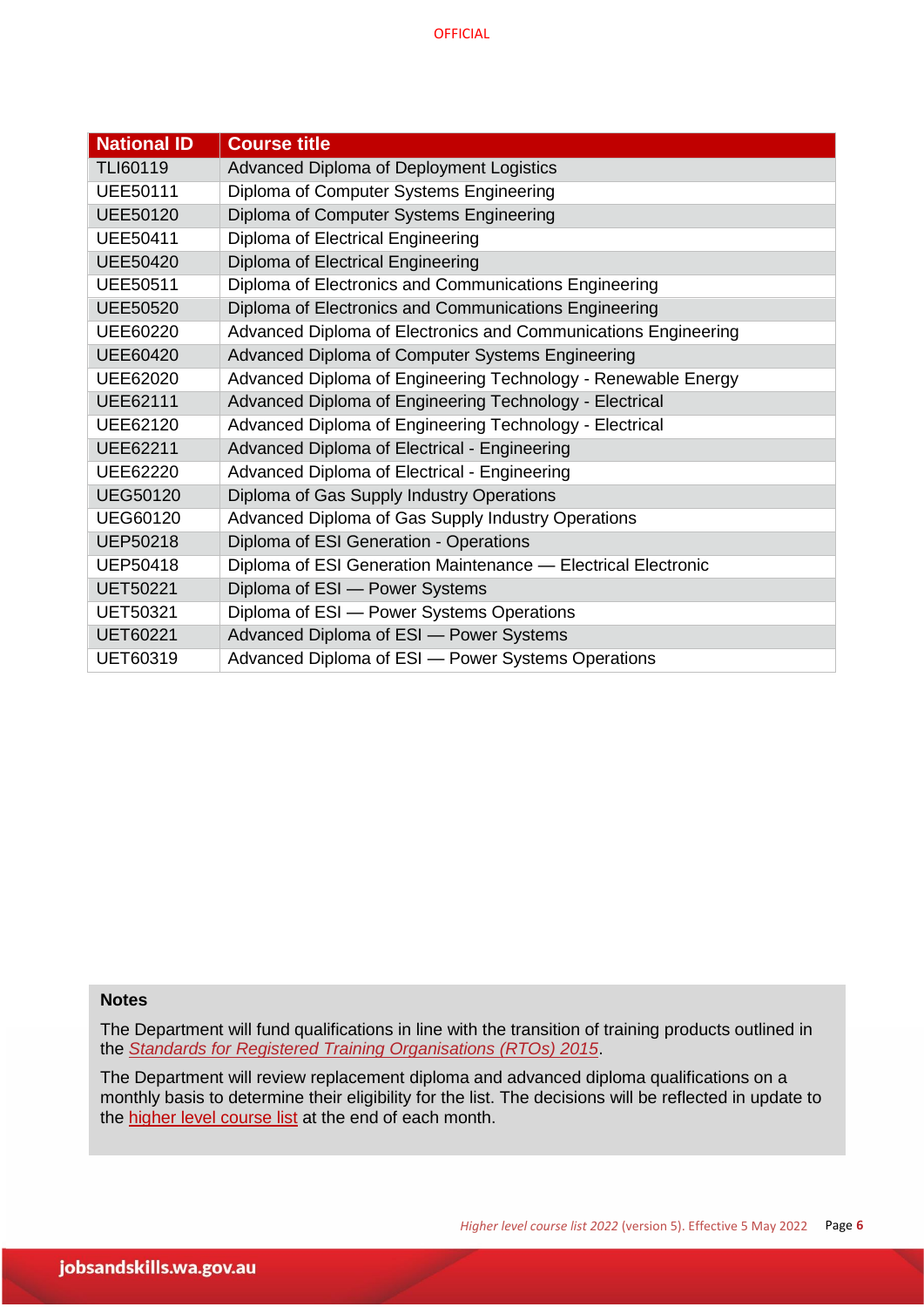| National ID | Course title |
|---|---|
| TLI60119 | Advanced Diploma of Deployment Logistics |
| UEE50111 | Diploma of Computer Systems Engineering |
| UEE50120 | Diploma of Computer Systems Engineering |
| UEE50411 | Diploma of Electrical Engineering |
| UEE50420 | Diploma of Electrical Engineering |
| UEE50511 | Diploma of Electronics and Communications Engineering |
| UEE50520 | Diploma of Electronics and Communications Engineering |
| UEE60220 | Advanced Diploma of Electronics and Communications Engineering |
| UEE60420 | Advanced Diploma of Computer Systems Engineering |
| UEE62020 | Advanced Diploma of Engineering Technology - Renewable Energy |
| UEE62111 | Advanced Diploma of Engineering Technology - Electrical |
| UEE62120 | Advanced Diploma of Engineering Technology - Electrical |
| UEE62211 | Advanced Diploma of Electrical - Engineering |
| UEE62220 | Advanced Diploma of Electrical - Engineering |
| UEG50120 | Diploma of Gas Supply Industry Operations |
| UEG60120 | Advanced Diploma of Gas Supply Industry Operations |
| UEP50218 | Diploma of ESI Generation - Operations |
| UEP50418 | Diploma of ESI Generation Maintenance — Electrical Electronic |
| UET50221 | Diploma of ESI — Power Systems |
| UET50321 | Diploma of ESI — Power Systems Operations |
| UET60221 | Advanced Diploma of ESI — Power Systems |
| UET60319 | Advanced Diploma of ESI — Power Systems Operations |

**Notes**

The Department will fund qualifications in line with the transition of training products outlined in the *Standards for Registered Training Organisations (RTOs) 2015*.

The Department will review replacement diploma and advanced diploma qualifications on a monthly basis to determine their eligibility for the list. The decisions will be reflected in update to the higher level course list at the end of each month.